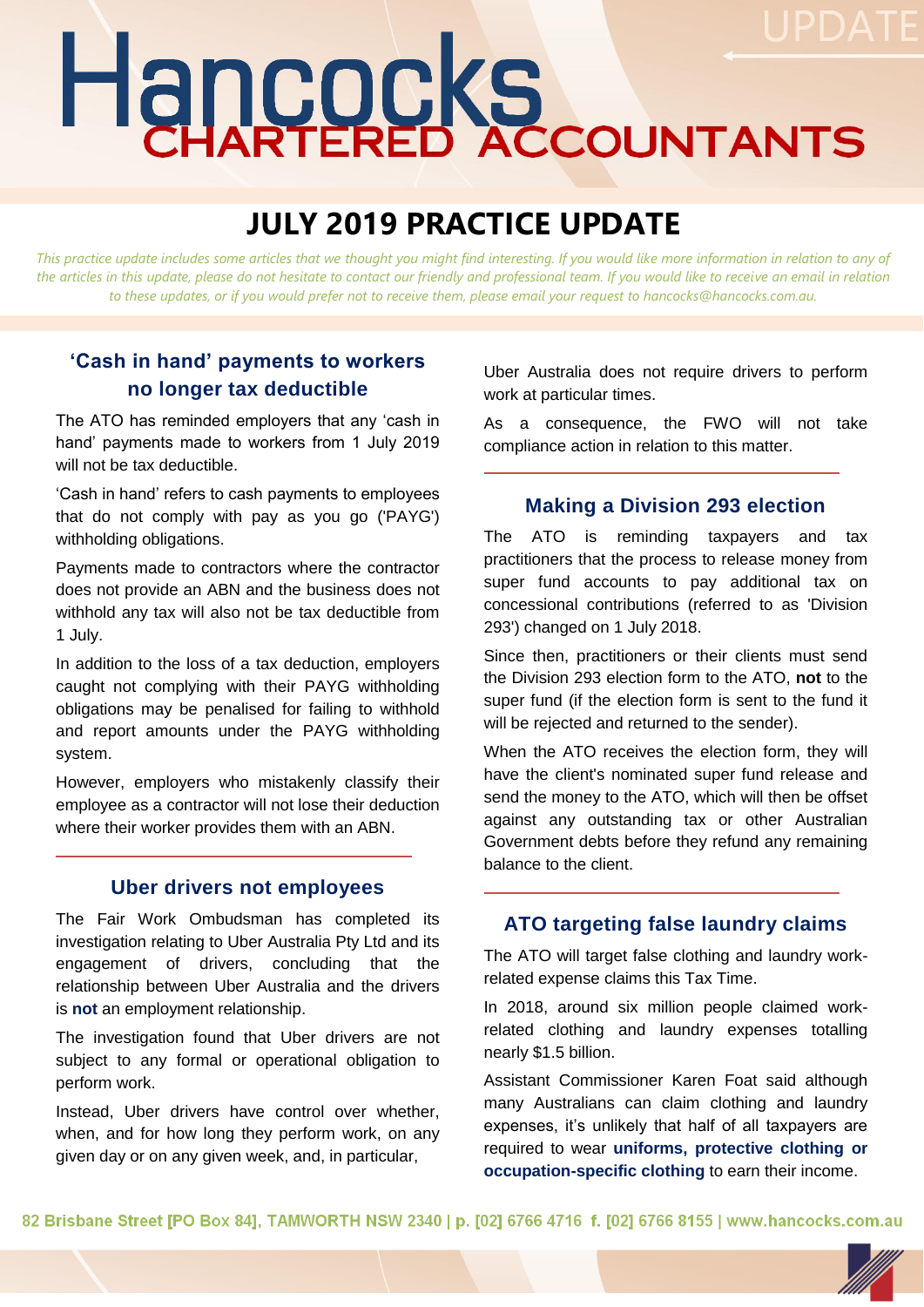# Hancocks CHARTERED ACCOUNTANTS

UPDATE

## JULY 2019 PRACTICE UPDATE

*This practice update includes some articles that we thought you might find interesting. If you would like more information in relation to any of the articles in this update, please do not hesitate to contact our friendly and professional team. If you would like to receive an email in relation to these updates, or if you would prefer not to receive them, please email your request to hancocks@hancocks.com.au.*

### 'Cash in hand' payments to workers no longer tax deductible

The ATO has reminded employers that any 'cash in hand' payments made to workers from 1 July 2019 will not be tax deductible.

'Cash in hand' refers to cash payments to employees that do not comply with pay as you go ('PAYG') withholding obligations.

Payments made to contractors where the contractor does not provide an ABN and the business does not withhold any tax will also not be tax deductible from 1 July.

In addition to the loss of a tax deduction, employers caught not complying with their PAYG withholding obligations may be penalised for failing to withhold and report amounts under the PAYG withholding system.

However, employers who mistakenly classify their employee as a contractor will not lose their deduction where their worker provides them with an ABN.

### Uber drivers not employees

The Fair Work Ombudsman has completed its investigation relating to Uber Australia Pty Ltd and its engagement of drivers, concluding that the relationship between Uber Australia and the drivers is **not** an employment relationship.

The investigation found that Uber drivers are not subject to any formal or operational obligation to perform work.

Instead, Uber drivers have control over whether, when, and for how long they perform work, on any given day or on any given week, and, in particular, Uber Australia does not require drivers to perform work at particular times.

As a consequence, the FWO will not take compliance action in relation to this matter.

### Making a Division 293 election

The ATO is reminding taxpayers and tax practitioners that the process to release money from super fund accounts to pay additional tax on concessional contributions (referred to as 'Division 293') changed on 1 July 2018.

Since then, practitioners or their clients must send the Division 293 election form to the ATO, **not** to the super fund (if the election form is sent to the fund it will be rejected and returned to the sender).

When the ATO receives the election form, they will have the client's nominated super fund release and send the money to the ATO, which will then be offset against any outstanding tax or other Australian Government debts before they refund any remaining balance to the client.

### ATO targeting false laundry claims

The ATO will target false clothing and laundry work-related expense claims this Tax Time.

In 2018, around six million people claimed work-related clothing and laundry expenses totalling nearly $1.5 billion.

Assistant Commissioner Karen Foat said although many Australians can claim clothing and laundry expenses, it's unlikely that half of all taxpayers are required to wear **uniforms, protective clothing or occupation-specific clothing** to earn their income.

82 Brisbane Street [PO Box 84], TAMWORTH NSW 2340 | p. [02] 6766 4716 f. [02] 6766 8155 | www.hancocks.com.au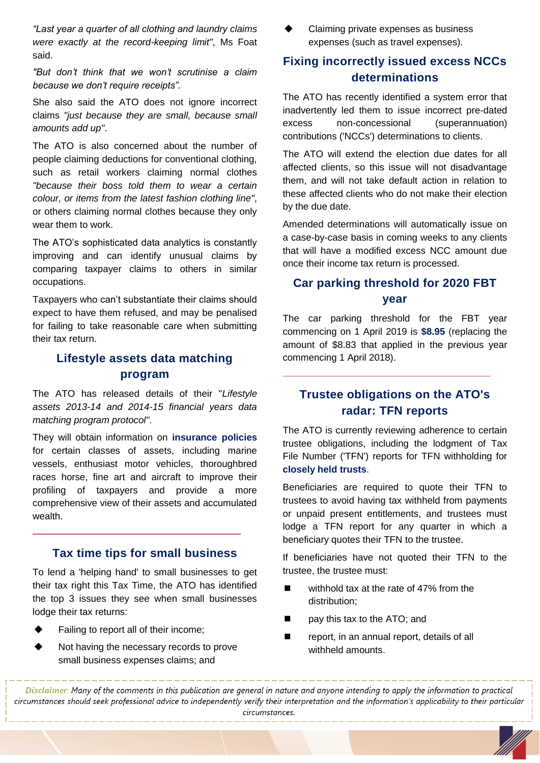*"Last year a quarter of all clothing and laundry claims were exactly at the record-keeping limit"*, Ms Foat said.

*"But don't think that we won't scrutinise a claim because we don't require receipts".*

She also said the ATO does not ignore incorrect claims *"just because they are small, because small amounts add up"*.

The ATO is also concerned about the number of people claiming deductions for conventional clothing, such as retail workers claiming normal clothes *"because their boss told them to wear a certain colour, or items from the latest fashion clothing line"*, or others claiming normal clothes because they only wear them to work.

The ATO's sophisticated data analytics is constantly improving and can identify unusual claims by comparing taxpayer claims to others in similar occupations.

Taxpayers who can't substantiate their claims should expect to have them refused, and may be penalised for failing to take reasonable care when submitting their tax return.

## Lifestyle assets data matching program

The ATO has released details of their "*Lifestyle assets 2013-14 and 2014-15 financial years data matching program protocol*".

They will obtain information on **insurance policies** for certain classes of assets, including marine vessels, enthusiast motor vehicles, thoroughbred races horse, fine art and aircraft to improve their profiling of taxpayers and provide a more comprehensive view of their assets and accumulated wealth.

## Tax time tips for small business

To lend a 'helping hand' to small businesses to get their tax right this Tax Time, the ATO has identified the top 3 issues they see when small businesses lodge their tax returns:

- Failing to report all of their income;
- Not having the necessary records to prove small business expenses claims; and
- Claiming private expenses as business expenses (such as travel expenses).

## Fixing incorrectly issued excess NCCs determinations

The ATO has recently identified a system error that inadvertently led them to issue incorrect pre-dated excess non-concessional (superannuation) contributions ('NCCs') determinations to clients.

The ATO will extend the election due dates for all affected clients, so this issue will not disadvantage them, and will not take default action in relation to these affected clients who do not make their election by the due date.

Amended determinations will automatically issue on a case-by-case basis in coming weeks to any clients that will have a modified excess NCC amount due once their income tax return is processed.

## Car parking threshold for 2020 FBT year

The car parking threshold for the FBT year commencing on 1 April 2019 is **$8.95** (replacing the amount of $8.83 that applied in the previous year commencing 1 April 2018).

## Trustee obligations on the ATO's radar: TFN reports

The ATO is currently reviewing adherence to certain trustee obligations, including the lodgment of Tax File Number ('TFN') reports for TFN withholding for **closely held trusts**.

Beneficiaries are required to quote their TFN to trustees to avoid having tax withheld from payments or unpaid present entitlements, and trustees must lodge a TFN report for any quarter in which a beneficiary quotes their TFN to the trustee.

If beneficiaries have not quoted their TFN to the trustee, the trustee must:

- withhold tax at the rate of 47% from the distribution;
- pay this tax to the ATO; and
- report, in an annual report, details of all withheld amounts.

*Disclaimer: Many of the comments in this publication are general in nature and anyone intending to apply the information to practical circumstances should seek professional advice to independently verify their interpretation and the information's applicability to their particular circumstances.*